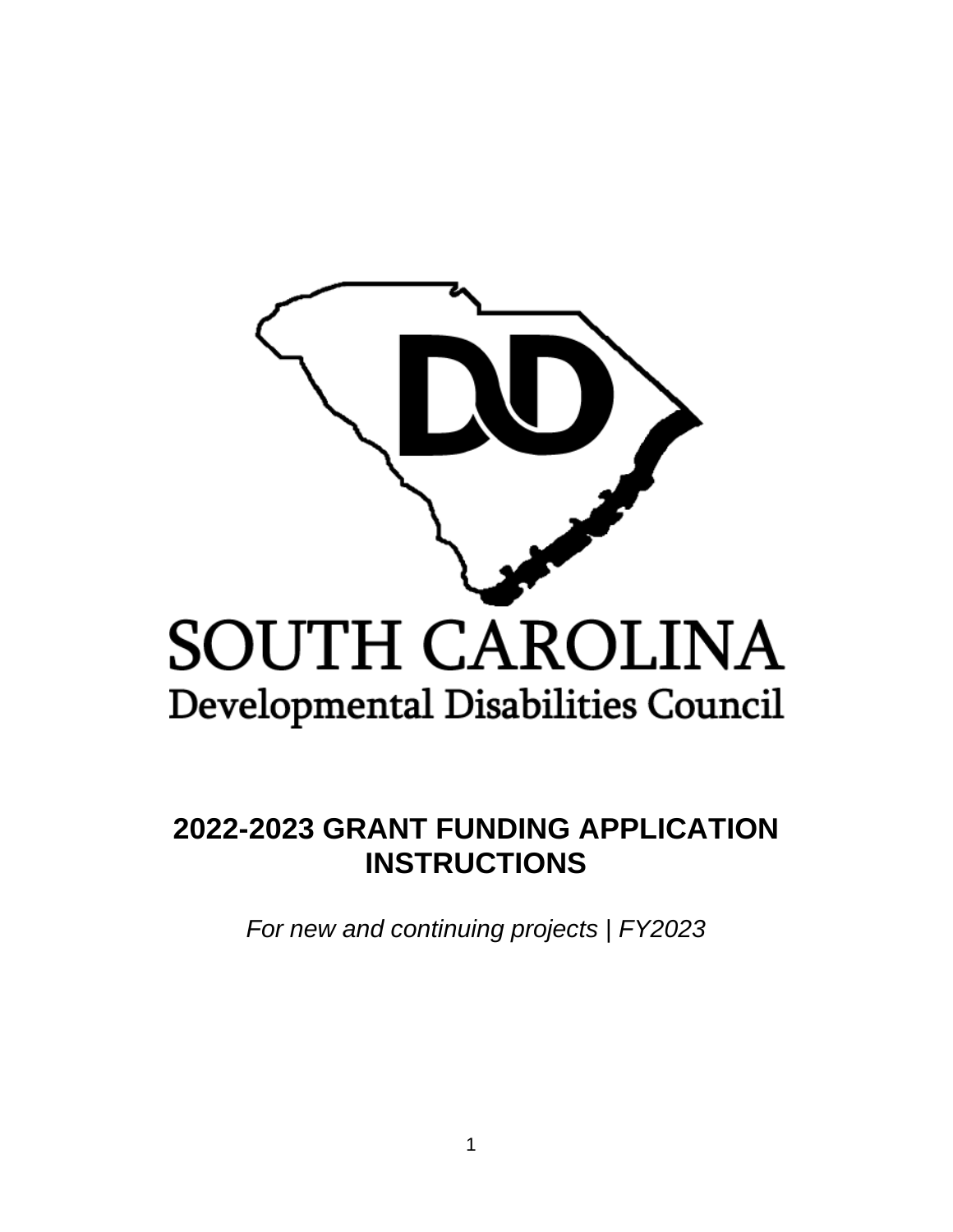SOUTH CAROLINA
Developmental Disabilities Council

# 2022-2023 GRANT FUNDING APPLICATION INSTRUCTIONS

*For new and continuing projects | FY2023*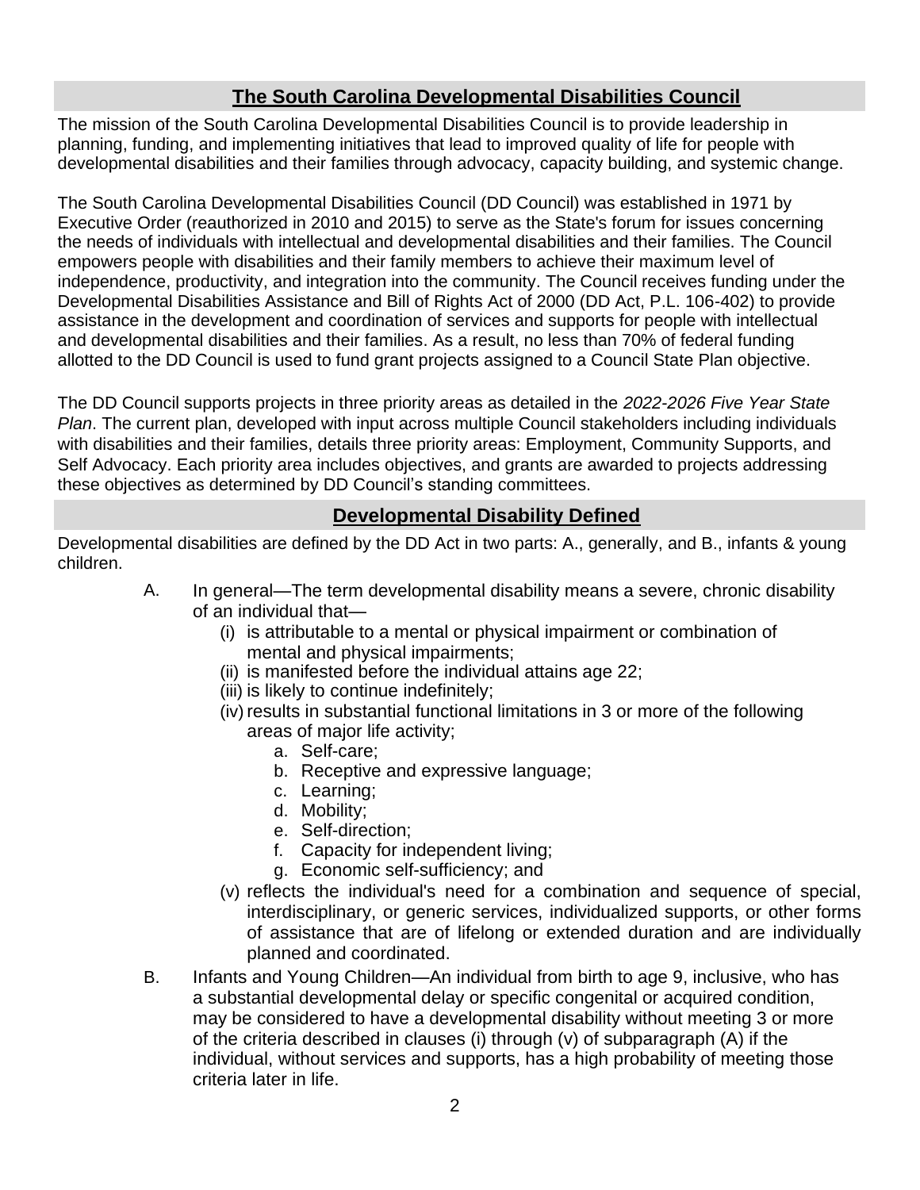## The South Carolina Developmental Disabilities Council

The mission of the South Carolina Developmental Disabilities Council is to provide leadership in planning, funding, and implementing initiatives that lead to improved quality of life for people with developmental disabilities and their families through advocacy, capacity building, and systemic change.

The South Carolina Developmental Disabilities Council (DD Council) was established in 1971 by Executive Order (reauthorized in 2010 and 2015) to serve as the State's forum for issues concerning the needs of individuals with intellectual and developmental disabilities and their families. The Council empowers people with disabilities and their family members to achieve their maximum level of independence, productivity, and integration into the community. The Council receives funding under the Developmental Disabilities Assistance and Bill of Rights Act of 2000 (DD Act, P.L. 106-402) to provide assistance in the development and coordination of services and supports for people with intellectual and developmental disabilities and their families. As a result, no less than 70% of federal funding allotted to the DD Council is used to fund grant projects assigned to a Council State Plan objective.

The DD Council supports projects in three priority areas as detailed in the *2022-2026 Five Year State Plan*. The current plan, developed with input across multiple Council stakeholders including individuals with disabilities and their families, details three priority areas: Employment, Community Supports, and Self Advocacy. Each priority area includes objectives, and grants are awarded to projects addressing these objectives as determined by DD Council's standing committees.

## Developmental Disability Defined

Developmental disabilities are defined by the DD Act in two parts: A., generally, and B., infants & young children.

A. In general—The term developmental disability means a severe, chronic disability of an individual that—
   - (i) is attributable to a mental or physical impairment or combination of mental and physical impairments;
   - (ii) is manifested before the individual attains age 22;
   - (iii) is likely to continue indefinitely;
   - (iv) results in substantial functional limitations in 3 or more of the following areas of major life activity;
     - a. Self-care;
     - b. Receptive and expressive language;
     - c. Learning;
     - d. Mobility;
     - e. Self-direction;
     - f. Capacity for independent living;
     - g. Economic self-sufficiency; and
   - (v) reflects the individual's need for a combination and sequence of special, interdisciplinary, or generic services, individualized supports, or other forms of assistance that are of lifelong or extended duration and are individually planned and coordinated.

B. Infants and Young Children—An individual from birth to age 9, inclusive, who has a substantial developmental delay or specific congenital or acquired condition, may be considered to have a developmental disability without meeting 3 or more of the criteria described in clauses (i) through (v) of subparagraph (A) if the individual, without services and supports, has a high probability of meeting those criteria later in life.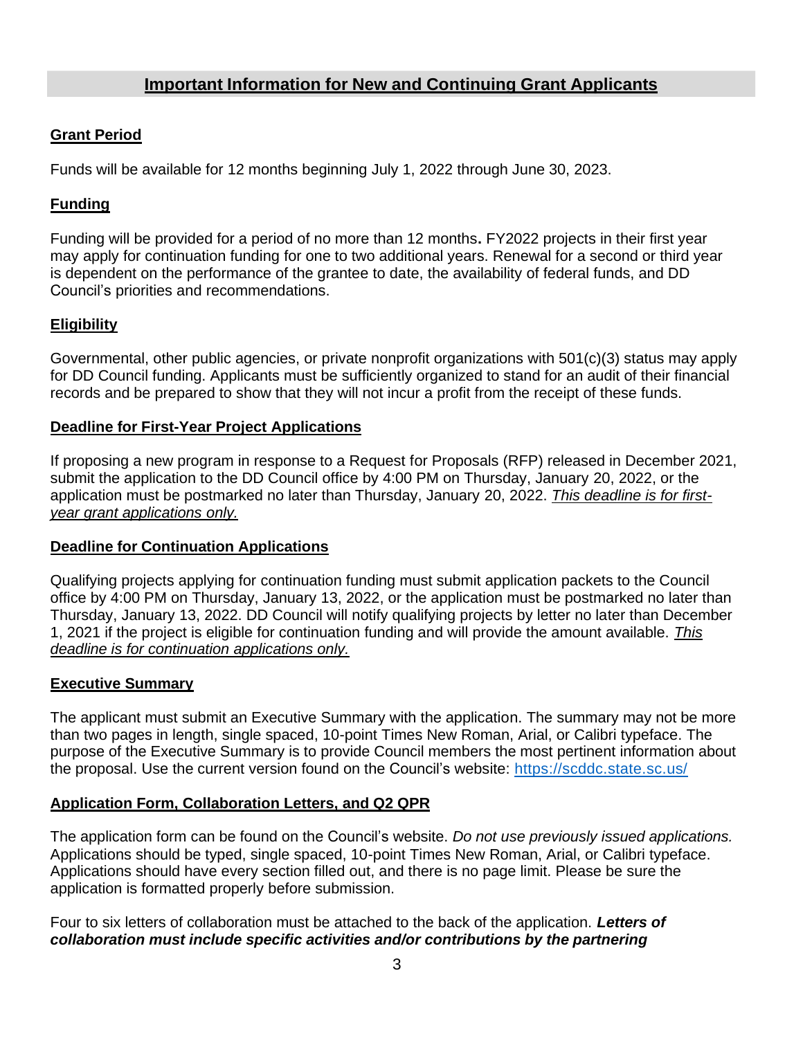## Important Information for New and Continuing Grant Applicants

### Grant Period

Funds will be available for 12 months beginning July 1, 2022 through June 30, 2023.

### Funding

Funding will be provided for a period of no more than 12 months**.** FY2022 projects in their first year may apply for continuation funding for one to two additional years. Renewal for a second or third year is dependent on the performance of the grantee to date, the availability of federal funds, and DD Council's priorities and recommendations.

### Eligibility

Governmental, other public agencies, or private nonprofit organizations with 501(c)(3) status may apply for DD Council funding. Applicants must be sufficiently organized to stand for an audit of their financial records and be prepared to show that they will not incur a profit from the receipt of these funds.

### Deadline for First-Year Project Applications

If proposing a new program in response to a Request for Proposals (RFP) released in December 2021, submit the application to the DD Council office by 4:00 PM on Thursday, January 20, 2022, or the application must be postmarked no later than Thursday, January 20, 2022. *This deadline is for first-year grant applications only.*

### Deadline for Continuation Applications

Qualifying projects applying for continuation funding must submit application packets to the Council office by 4:00 PM on Thursday, January 13, 2022, or the application must be postmarked no later than Thursday, January 13, 2022. DD Council will notify qualifying projects by letter no later than December 1, 2021 if the project is eligible for continuation funding and will provide the amount available. *This deadline is for continuation applications only.*

### Executive Summary

The applicant must submit an Executive Summary with the application. The summary may not be more than two pages in length, single spaced, 10-point Times New Roman, Arial, or Calibri typeface. The purpose of the Executive Summary is to provide Council members the most pertinent information about the proposal. Use the current version found on the Council's website: https://scddc.state.sc.us/

### Application Form, Collaboration Letters, and Q2 QPR

The application form can be found on the Council's website. *Do not use previously issued applications.* Applications should be typed, single spaced, 10-point Times New Roman, Arial, or Calibri typeface. Applications should have every section filled out, and there is no page limit. Please be sure the application is formatted properly before submission.

Four to six letters of collaboration must be attached to the back of the application. ***Letters of collaboration must include specific activities and/or contributions by the partnering***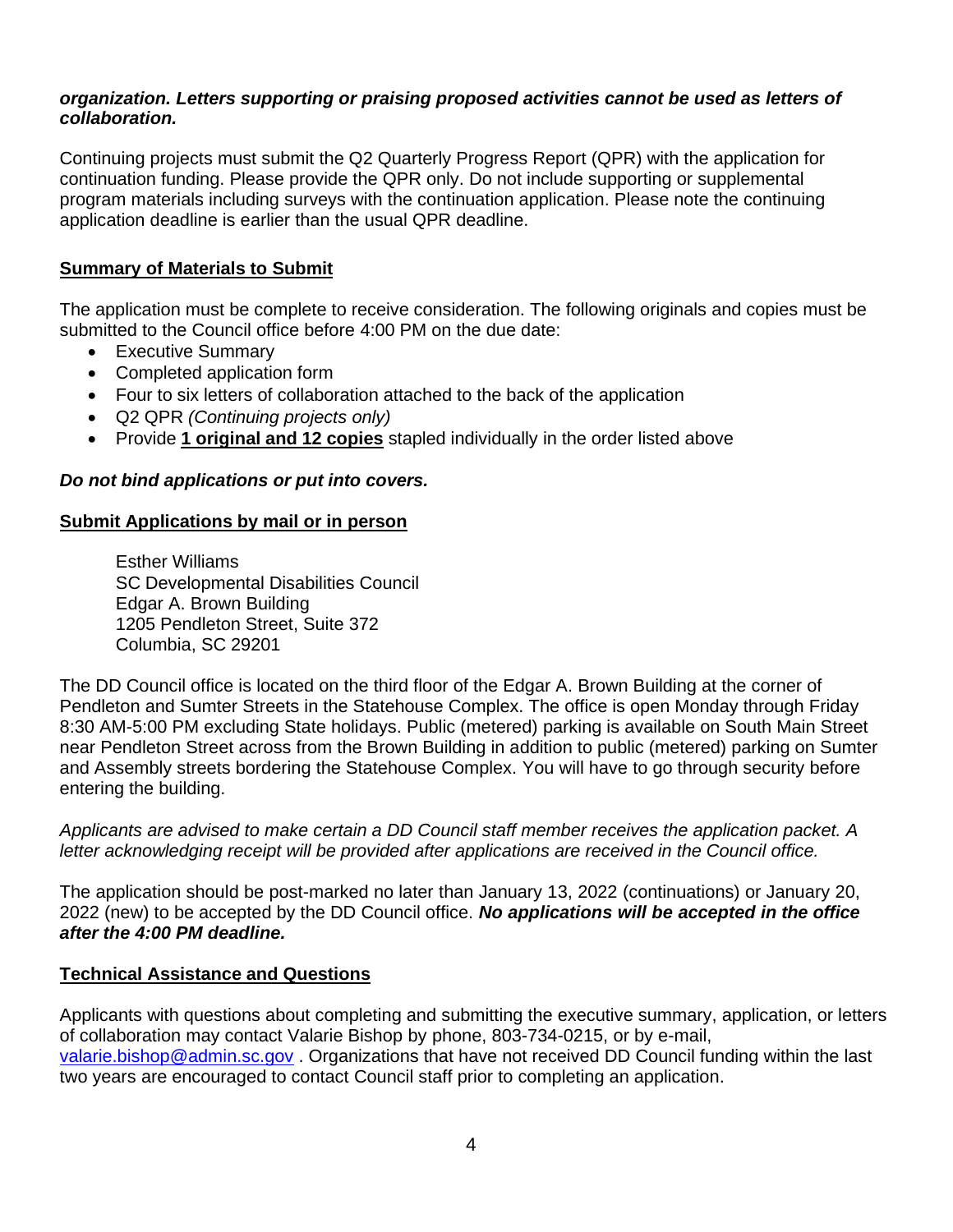***organization. Letters supporting or praising proposed activities cannot be used as letters of collaboration.***

Continuing projects must submit the Q2 Quarterly Progress Report (QPR) with the application for continuation funding. Please provide the QPR only. Do not include supporting or supplemental program materials including surveys with the continuation application. Please note the continuing application deadline is earlier than the usual QPR deadline.

**Summary of Materials to Submit**

The application must be complete to receive consideration. The following originals and copies must be submitted to the Council office before 4:00 PM on the due date:

- Executive Summary
- Completed application form
- Four to six letters of collaboration attached to the back of the application
- Q2 QPR *(Continuing projects only)*
- Provide **1 original and 12 copies** stapled individually in the order listed above

***Do not bind applications or put into covers.***

**Submit Applications by mail or in person**

Esther Williams
SC Developmental Disabilities Council
Edgar A. Brown Building
1205 Pendleton Street, Suite 372
Columbia, SC 29201

The DD Council office is located on the third floor of the Edgar A. Brown Building at the corner of Pendleton and Sumter Streets in the Statehouse Complex. The office is open Monday through Friday 8:30 AM-5:00 PM excluding State holidays. Public (metered) parking is available on South Main Street near Pendleton Street across from the Brown Building in addition to public (metered) parking on Sumter and Assembly streets bordering the Statehouse Complex. You will have to go through security before entering the building.

*Applicants are advised to make certain a DD Council staff member receives the application packet. A letter acknowledging receipt will be provided after applications are received in the Council office.*

The application should be post-marked no later than January 13, 2022 (continuations) or January 20, 2022 (new) to be accepted by the DD Council office. ***No applications will be accepted in the office after the 4:00 PM deadline.***

**Technical Assistance and Questions**

Applicants with questions about completing and submitting the executive summary, application, or letters of collaboration may contact Valarie Bishop by phone, 803-734-0215, or by e-mail, valarie.bishop@admin.sc.gov . Organizations that have not received DD Council funding within the last two years are encouraged to contact Council staff prior to completing an application.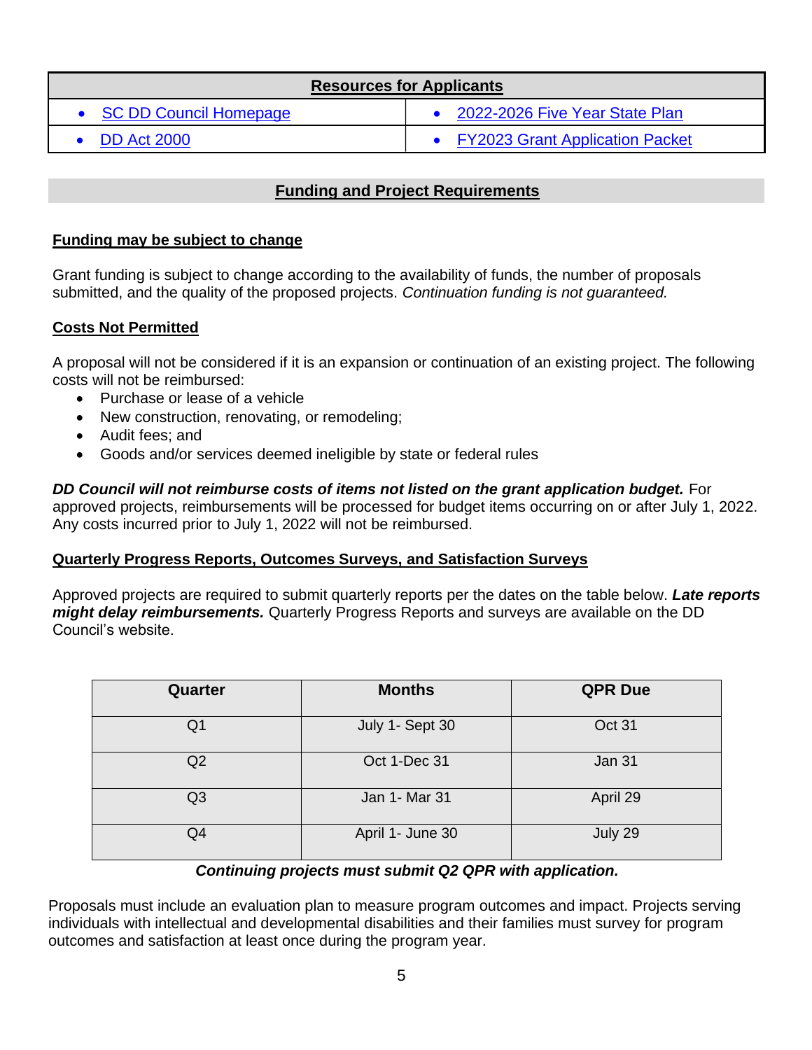| Resources for Applicants | |
|---|---|
| • SC DD Council Homepage | • 2022-2026 Five Year State Plan |
| • DD Act 2000 | • FY2023 Grant Application Packet |

## Funding and Project Requirements

### Funding may be subject to change

Grant funding is subject to change according to the availability of funds, the number of proposals submitted, and the quality of the proposed projects. *Continuation funding is not guaranteed.*

### Costs Not Permitted

A proposal will not be considered if it is an expansion or continuation of an existing project. The following costs will not be reimbursed:

- Purchase or lease of a vehicle
- New construction, renovating, or remodeling;
- Audit fees; and
- Goods and/or services deemed ineligible by state or federal rules

***DD Council will not reimburse costs of items not listed on the grant application budget.*** For approved projects, reimbursements will be processed for budget items occurring on or after July 1, 2022. Any costs incurred prior to July 1, 2022 will not be reimbursed.

### Quarterly Progress Reports, Outcomes Surveys, and Satisfaction Surveys

Approved projects are required to submit quarterly reports per the dates on the table below. ***Late reports might delay reimbursements.*** Quarterly Progress Reports and surveys are available on the DD Council's website.

| Quarter | Months | QPR Due |
|---|---|---|
| Q1 | July 1- Sept 30 | Oct 31 |
| Q2 | Oct 1-Dec 31 | Jan 31 |
| Q3 | Jan 1- Mar 31 | April 29 |
| Q4 | April 1- June 30 | July 29 |

***Continuing projects must submit Q2 QPR with application.***

Proposals must include an evaluation plan to measure program outcomes and impact. Projects serving individuals with intellectual and developmental disabilities and their families must survey for program outcomes and satisfaction at least once during the program year.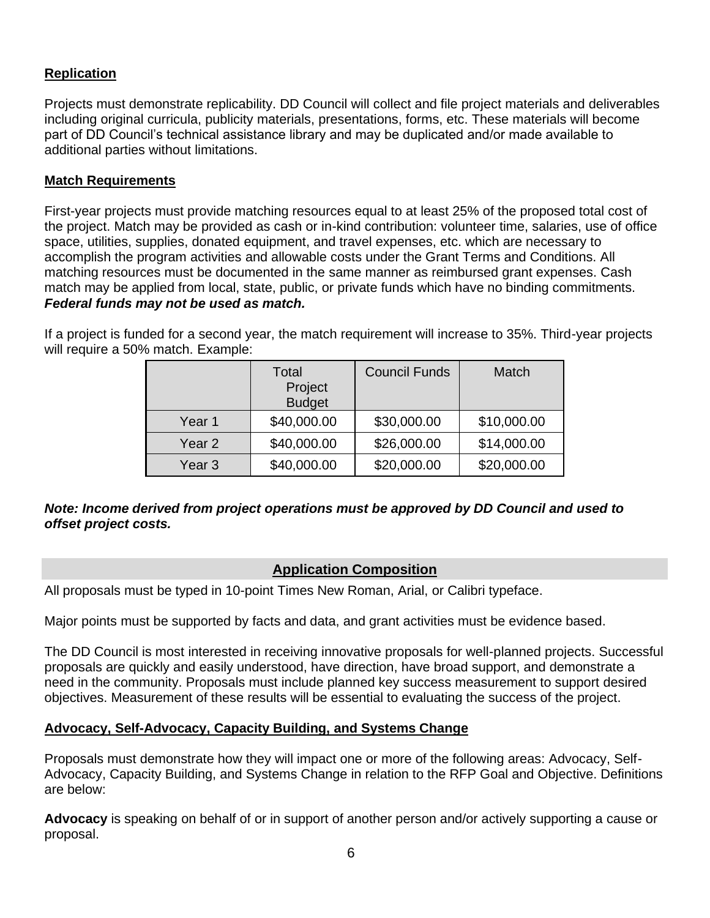## Replication

Projects must demonstrate replicability. DD Council will collect and file project materials and deliverables including original curricula, publicity materials, presentations, forms, etc. These materials will become part of DD Council's technical assistance library and may be duplicated and/or made available to additional parties without limitations.

## Match Requirements

First-year projects must provide matching resources equal to at least 25% of the proposed total cost of the project. Match may be provided as cash or in-kind contribution: volunteer time, salaries, use of office space, utilities, supplies, donated equipment, and travel expenses, etc. which are necessary to accomplish the program activities and allowable costs under the Grant Terms and Conditions. All matching resources must be documented in the same manner as reimbursed grant expenses. Cash match may be applied from local, state, public, or private funds which have no binding commitments. ***Federal funds may not be used as match.***

If a project is funded for a second year, the match requirement will increase to 35%. Third-year projects will require a 50% match. Example:

| | Total Project Budget | Council Funds | Match |
|---|---|---|---|
| Year 1 | $40,000.00 | $30,000.00 | $10,000.00 |
| Year 2 | $40,000.00 | $26,000.00 | $14,000.00 |
| Year 3 | $40,000.00 | $20,000.00 | $20,000.00 |

***Note: Income derived from project operations must be approved by DD Council and used to offset project costs.***

## Application Composition

All proposals must be typed in 10-point Times New Roman, Arial, or Calibri typeface.

Major points must be supported by facts and data, and grant activities must be evidence based.

The DD Council is most interested in receiving innovative proposals for well-planned projects. Successful proposals are quickly and easily understood, have direction, have broad support, and demonstrate a need in the community. Proposals must include planned key success measurement to support desired objectives. Measurement of these results will be essential to evaluating the success of the project.

### Advocacy, Self-Advocacy, Capacity Building, and Systems Change

Proposals must demonstrate how they will impact one or more of the following areas: Advocacy, Self-Advocacy, Capacity Building, and Systems Change in relation to the RFP Goal and Objective. Definitions are below:

**Advocacy** is speaking on behalf of or in support of another person and/or actively supporting a cause or proposal.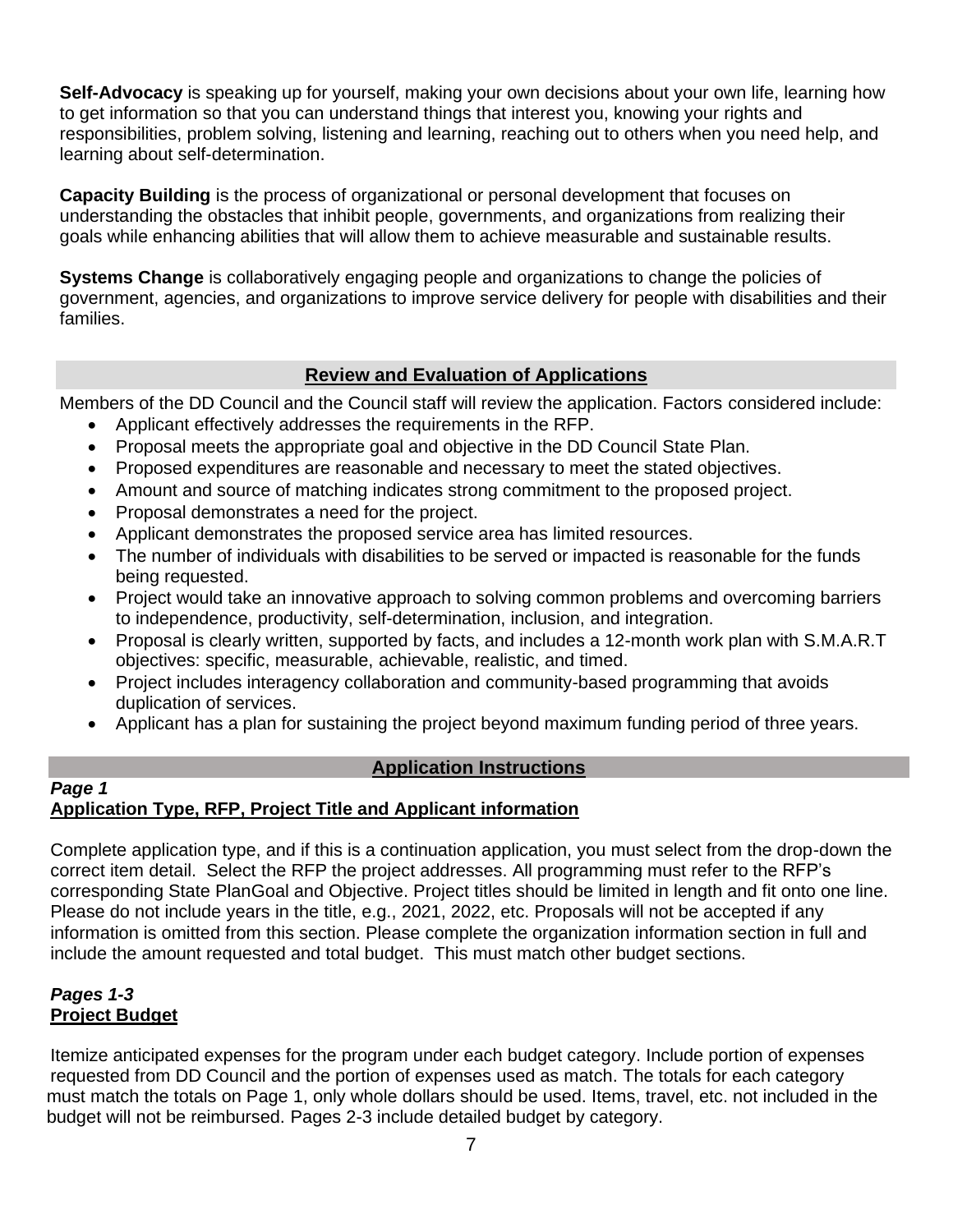**Self-Advocacy** is speaking up for yourself, making your own decisions about your own life, learning how to get information so that you can understand things that interest you, knowing your rights and responsibilities, problem solving, listening and learning, reaching out to others when you need help, and learning about self-determination.

**Capacity Building** is the process of organizational or personal development that focuses on understanding the obstacles that inhibit people, governments, and organizations from realizing their goals while enhancing abilities that will allow them to achieve measurable and sustainable results.

**Systems Change** is collaboratively engaging people and organizations to change the policies of government, agencies, and organizations to improve service delivery for people with disabilities and their families.

## Review and Evaluation of Applications

Members of the DD Council and the Council staff will review the application. Factors considered include:

- Applicant effectively addresses the requirements in the RFP.
- Proposal meets the appropriate goal and objective in the DD Council State Plan.
- Proposed expenditures are reasonable and necessary to meet the stated objectives.
- Amount and source of matching indicates strong commitment to the proposed project.
- Proposal demonstrates a need for the project.
- Applicant demonstrates the proposed service area has limited resources.
- The number of individuals with disabilities to be served or impacted is reasonable for the funds being requested.
- Project would take an innovative approach to solving common problems and overcoming barriers to independence, productivity, self-determination, inclusion, and integration.
- Proposal is clearly written, supported by facts, and includes a 12-month work plan with S.M.A.R.T objectives: specific, measurable, achievable, realistic, and timed.
- Project includes interagency collaboration and community-based programming that avoids duplication of services.
- Applicant has a plan for sustaining the project beyond maximum funding period of three years.

## Application Instructions

### *Page 1*
### Application Type, RFP, Project Title and Applicant information

Complete application type, and if this is a continuation application, you must select from the drop-down the correct item detail. Select the RFP the project addresses. All programming must refer to the RFP's corresponding State PlanGoal and Objective. Project titles should be limited in length and fit onto one line. Please do not include years in the title, e.g., 2021, 2022, etc. Proposals will not be accepted if any information is omitted from this section. Please complete the organization information section in full and include the amount requested and total budget. This must match other budget sections.

### *Pages 1-3*
### Project Budget

Itemize anticipated expenses for the program under each budget category. Include portion of expenses requested from DD Council and the portion of expenses used as match. The totals for each category must match the totals on Page 1, only whole dollars should be used. Items, travel, etc. not included in the budget will not be reimbursed. Pages 2-3 include detailed budget by category.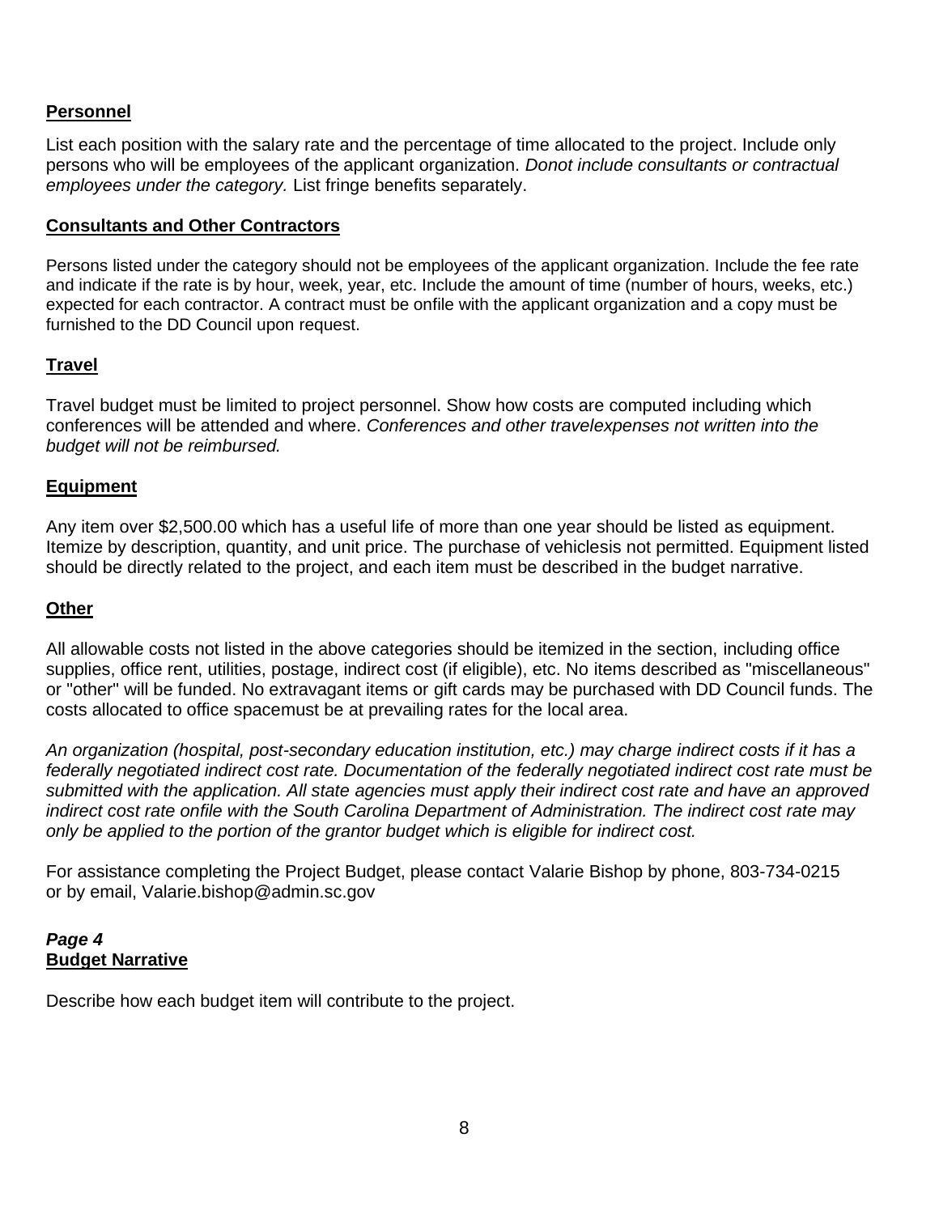**Personnel**

List each position with the salary rate and the percentage of time allocated to the project. Include only persons who will be employees of the applicant organization. *Donot include consultants or contractual employees under the category.* List fringe benefits separately.

**Consultants and Other Contractors**

Persons listed under the category should not be employees of the applicant organization. Include the fee rate and indicate if the rate is by hour, week, year, etc. Include the amount of time (number of hours, weeks, etc.) expected for each contractor. A contract must be onfile with the applicant organization and a copy must be furnished to the DD Council upon request.

**Travel**

Travel budget must be limited to project personnel. Show how costs are computed including which conferences will be attended and where. *Conferences and other travelexpenses not written into the budget will not be reimbursed.*

**Equipment**

Any item over $2,500.00 which has a useful life of more than one year should be listed as equipment. Itemize by description, quantity, and unit price. The purchase of vehiclesis not permitted. Equipment listed should be directly related to the project, and each item must be described in the budget narrative.

**Other**

All allowable costs not listed in the above categories should be itemized in the section, including office supplies, office rent, utilities, postage, indirect cost (if eligible), etc. No items described as "miscellaneous" or "other" will be funded. No extravagant items or gift cards may be purchased with DD Council funds. The costs allocated to office spacemust be at prevailing rates for the local area.

*An organization (hospital, post-secondary education institution, etc.) may charge indirect costs if it has a federally negotiated indirect cost rate. Documentation of the federally negotiated indirect cost rate must be submitted with the application. All state agencies must apply their indirect cost rate and have an approved indirect cost rate onfile with the South Carolina Department of Administration. The indirect cost rate may only be applied to the portion of the grantor budget which is eligible for indirect cost.*

For assistance completing the Project Budget, please contact Valarie Bishop by phone, 803-734-0215 or by email, Valarie.bishop@admin.sc.gov

***Page 4***
**Budget Narrative**

Describe how each budget item will contribute to the project.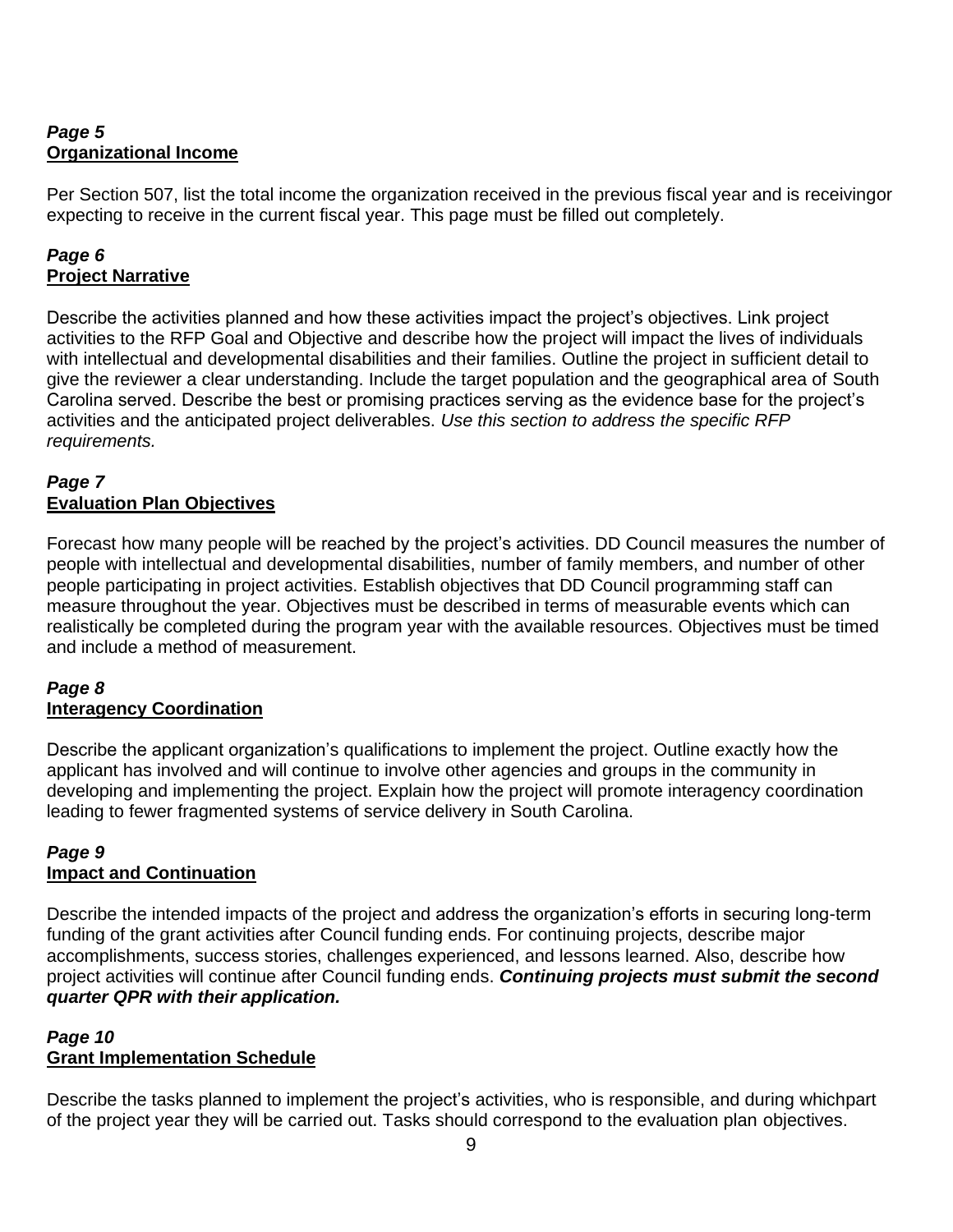***Page 5***
**Organizational Income**

Per Section 507, list the total income the organization received in the previous fiscal year and is receivingor expecting to receive in the current fiscal year. This page must be filled out completely.

***Page 6***
**Project Narrative**

Describe the activities planned and how these activities impact the project's objectives. Link project activities to the RFP Goal and Objective and describe how the project will impact the lives of individuals with intellectual and developmental disabilities and their families. Outline the project in sufficient detail to give the reviewer a clear understanding. Include the target population and the geographical area of South Carolina served. Describe the best or promising practices serving as the evidence base for the project's activities and the anticipated project deliverables. *Use this section to address the specific RFP requirements.*

***Page 7***
**Evaluation Plan Objectives**

Forecast how many people will be reached by the project's activities. DD Council measures the number of people with intellectual and developmental disabilities, number of family members, and number of other people participating in project activities. Establish objectives that DD Council programming staff can measure throughout the year. Objectives must be described in terms of measurable events which can realistically be completed during the program year with the available resources. Objectives must be timed and include a method of measurement.

***Page 8***
**Interagency Coordination**

Describe the applicant organization's qualifications to implement the project. Outline exactly how the applicant has involved and will continue to involve other agencies and groups in the community in developing and implementing the project. Explain how the project will promote interagency coordination leading to fewer fragmented systems of service delivery in South Carolina.

***Page 9***
**Impact and Continuation**

Describe the intended impacts of the project and address the organization's efforts in securing long-term funding of the grant activities after Council funding ends. For continuing projects, describe major accomplishments, success stories, challenges experienced, and lessons learned. Also, describe how project activities will continue after Council funding ends. ***Continuing projects must submit the second quarter QPR with their application.***

***Page 10***
**Grant Implementation Schedule**

Describe the tasks planned to implement the project's activities, who is responsible, and during whichpart of the project year they will be carried out. Tasks should correspond to the evaluation plan objectives.